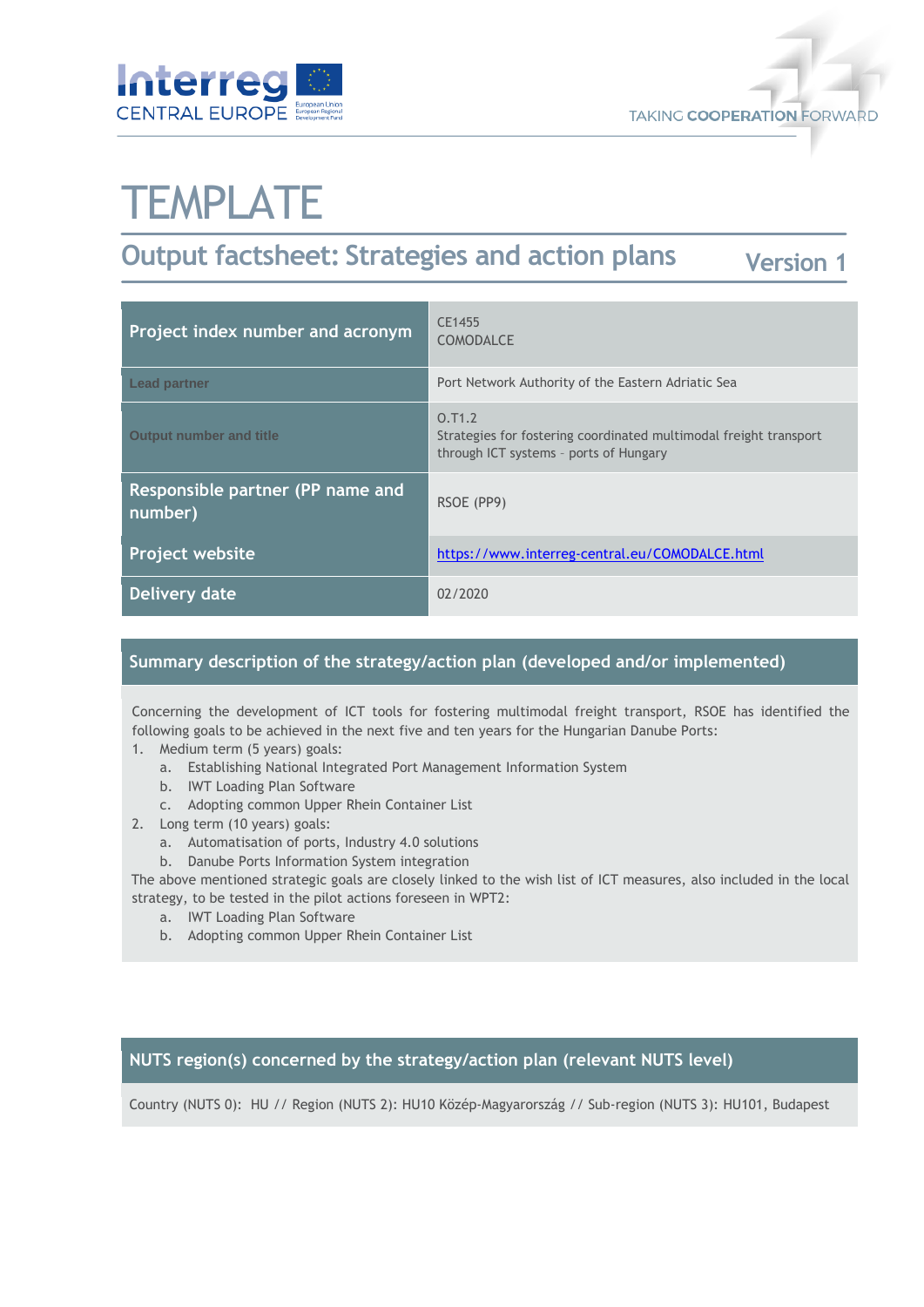# TEMPLATE

## Output factsheet: Strategies and action plans

Version 1

| Project index number and acronym | CE1455<br>COMODALCE |
|---|---|
| Lead partner | Port Network Authority of the Eastern Adriatic Sea |
| Output number and title | O.T1.2<br>Strategies for fostering coordinated multimodal freight transport through ICT systems – ports of Hungary |
| Responsible partner (PP name and number) | RSOE (PP9) |
| Project website | https://www.interreg-central.eu/COMODALCE.html |
| Delivery date | 02/2020 |

## Summary description of the strategy/action plan (developed and/or implemented)

Concerning the development of ICT tools for fostering multimodal freight transport, RSOE has identified the following goals to be achieved in the next five and ten years for the Hungarian Danube Ports:

1. Medium term (5 years) goals:
   a. Establishing National Integrated Port Management Information System
   b. IWT Loading Plan Software
   c. Adopting common Upper Rhein Container List
2. Long term (10 years) goals:
   a. Automatisation of ports, Industry 4.0 solutions
   b. Danube Ports Information System integration

The above mentioned strategic goals are closely linked to the wish list of ICT measures, also included in the local strategy, to be tested in the pilot actions foreseen in WPT2:

   a. IWT Loading Plan Software
   b. Adopting common Upper Rhein Container List

## NUTS region(s) concerned by the strategy/action plan (relevant NUTS level)

Country (NUTS 0): HU // Region (NUTS 2): HU10 Közép-Magyarország // Sub-region (NUTS 3): HU101, Budapest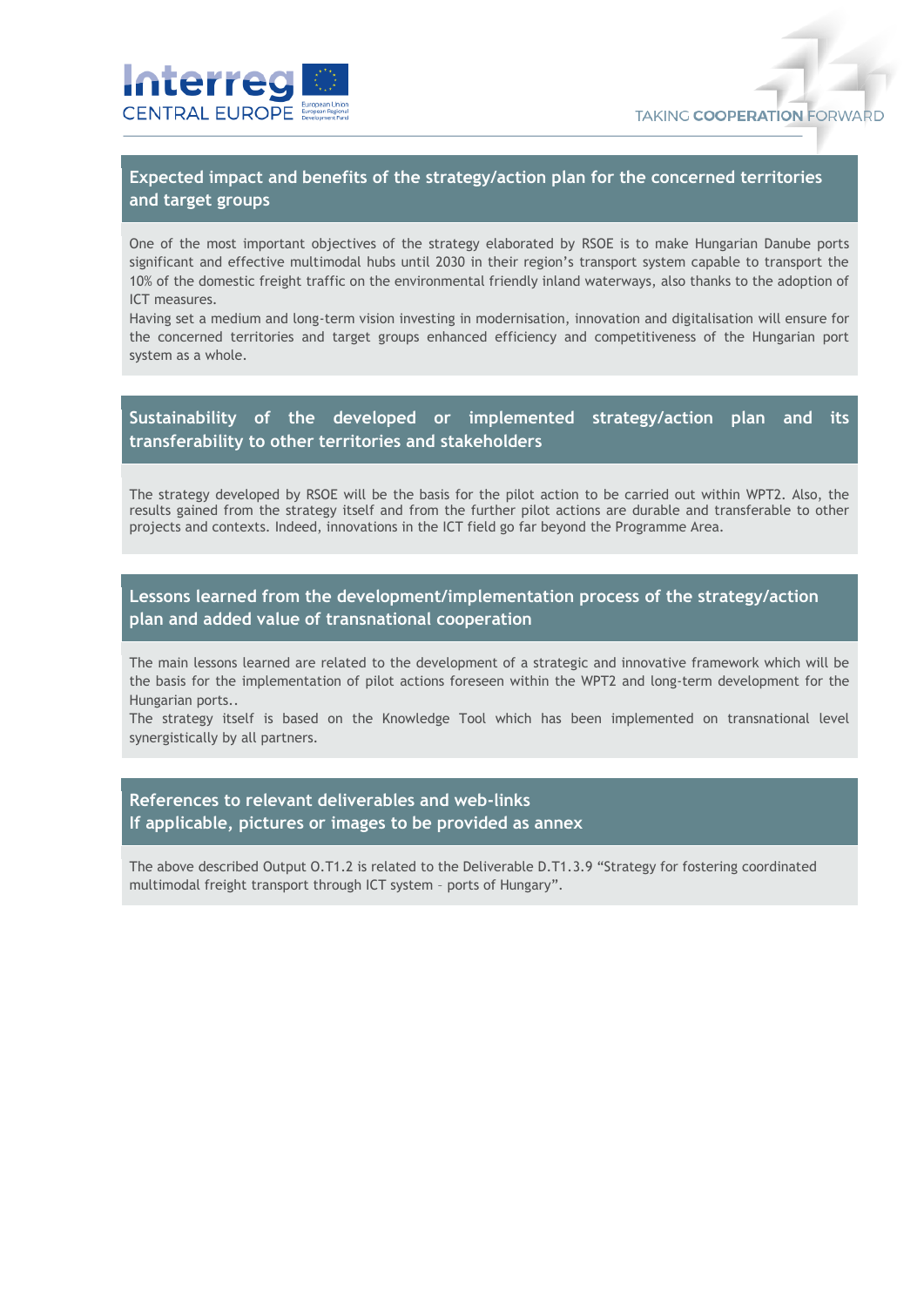## Expected impact and benefits of the strategy/action plan for the concerned territories and target groups

One of the most important objectives of the strategy elaborated by RSOE is to make Hungarian Danube ports significant and effective multimodal hubs until 2030 in their region's transport system capable to transport the 10% of the domestic freight traffic on the environmental friendly inland waterways, also thanks to the adoption of ICT measures.

Having set a medium and long-term vision investing in modernisation, innovation and digitalisation will ensure for the concerned territories and target groups enhanced efficiency and competitiveness of the Hungarian port system as a whole.

## Sustainability of the developed or implemented strategy/action plan and its transferability to other territories and stakeholders

The strategy developed by RSOE will be the basis for the pilot action to be carried out within WPT2. Also, the results gained from the strategy itself and from the further pilot actions are durable and transferable to other projects and contexts. Indeed, innovations in the ICT field go far beyond the Programme Area.

## Lessons learned from the development/implementation process of the strategy/action plan and added value of transnational cooperation

The main lessons learned are related to the development of a strategic and innovative framework which will be the basis for the implementation of pilot actions foreseen within the WPT2 and long-term development for the Hungarian ports..

The strategy itself is based on the Knowledge Tool which has been implemented on transnational level synergistically by all partners.

## References to relevant deliverables and web-links
## If applicable, pictures or images to be provided as annex

The above described Output O.T1.2 is related to the Deliverable D.T1.3.9 "Strategy for fostering coordinated multimodal freight transport through ICT system – ports of Hungary".